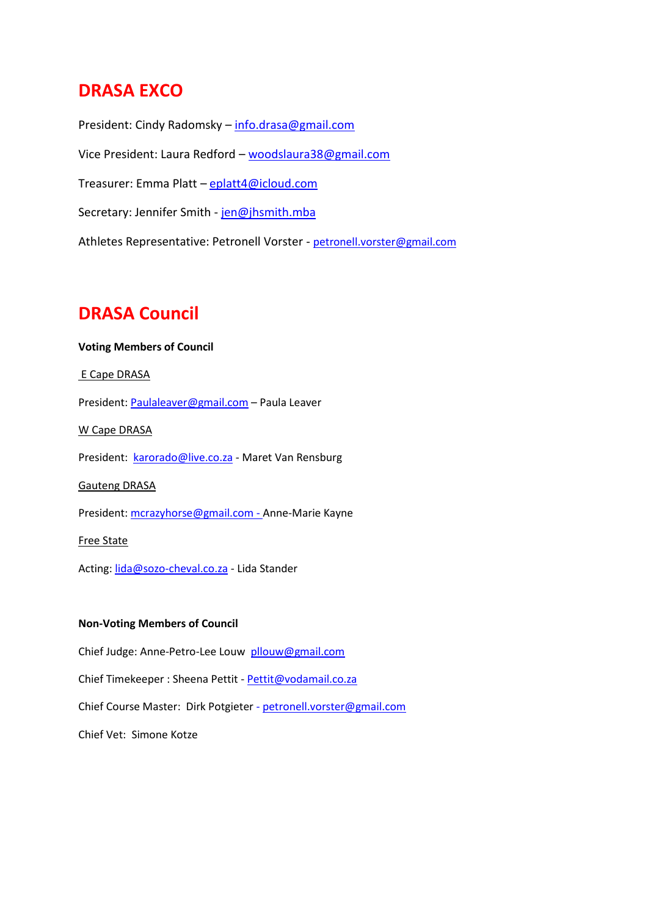# DRASA EXCO

President: Cindy Radomsky – info.drasa@gmail.com

Vice President: Laura Redford – woodslaura38@gmail.com

Treasurer: Emma Platt – eplatt4@icloud.com

Secretary: Jennifer Smith - jen@jhsmith.mba

Athletes Representative: Petronell Vorster - petronell.vorster@gmail.com

# DRASA Council

**Voting Members of Council**

E Cape DRASA

President: Paulaleaver@gmail.com – Paula Leaver

W Cape DRASA

President: karorado@live.co.za - Maret Van Rensburg

Gauteng DRASA

President: mcrazyhorse@gmail.com - Anne-Marie Kayne

Free State

Acting: lida@sozo-cheval.co.za - Lida Stander

**Non-Voting Members of Council**

Chief Judge: Anne-Petro-Lee Louw pllouw@gmail.com

Chief Timekeeper : Sheena Pettit - Pettit@vodamail.co.za

Chief Course Master: Dirk Potgieter - petronell.vorster@gmail.com

Chief Vet: Simone Kotze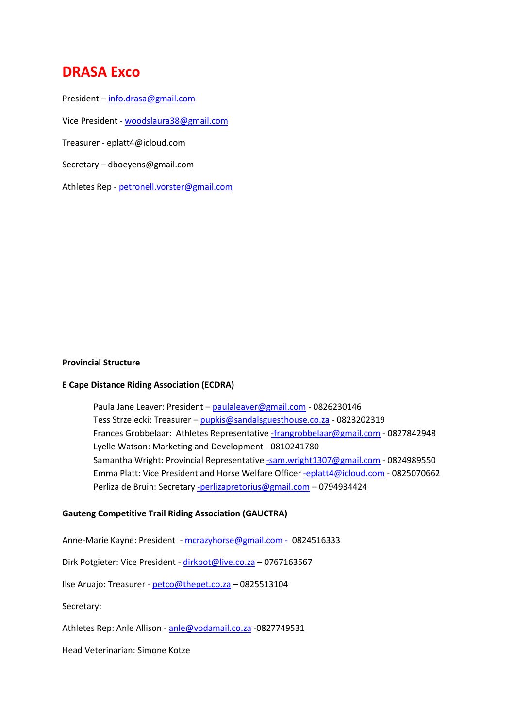# DRASA Exco

President – info.drasa@gmail.com

Vice President - woodslaura38@gmail.com

Treasurer - eplatt4@icloud.com

Secretary – dboeyens@gmail.com

Athletes Rep - petronell.vorster@gmail.com

**Provincial Structure**

**E Cape Distance Riding Association (ECDRA)**

Paula Jane Leaver: President – paulaleaver@gmail.com - 0826230146
Tess Strzelecki: Treasurer – pupkis@sandalsguesthouse.co.za - 0823202319
Frances Grobbelaar: Athletes Representative -frangrobbelaar@gmail.com - 0827842948
Lyelle Watson: Marketing and Development - 0810241780
Samantha Wright: Provincial Representative -sam.wright1307@gmail.com - 0824989550
Emma Platt: Vice President and Horse Welfare Officer -eplatt4@icloud.com - 0825070662
Perliza de Bruin: Secretary -perlizapretorius@gmail.com – 0794934424

**Gauteng Competitive Trail Riding Association (GAUCTRA)**

Anne-Marie Kayne: President - mcrazyhorse@gmail.com - 0824516333

Dirk Potgieter: Vice President - dirkpot@live.co.za – 0767163567

Ilse Aruajo: Treasurer - petco@thepet.co.za – 0825513104

Secretary:

Athletes Rep: Anle Allison - anle@vodamail.co.za -0827749531

Head Veterinarian: Simone Kotze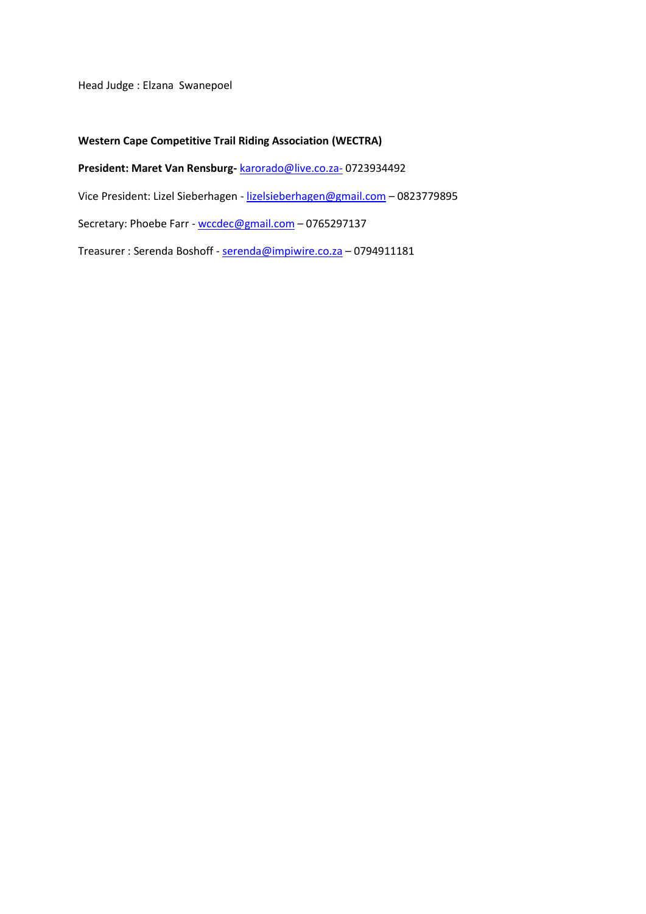Head Judge : Elzana  Swanepoel

**Western Cape Competitive Trail Riding Association (WECTRA)**

**President: Maret Van Rensburg-** karorado@live.co.za- 0723934492

Vice President: Lizel Sieberhagen - lizelsieberhagen@gmail.com – 0823779895

Secretary: Phoebe Farr - wccdec@gmail.com – 0765297137

Treasurer : Serenda Boshoff - serenda@impiwire.co.za – 0794911181